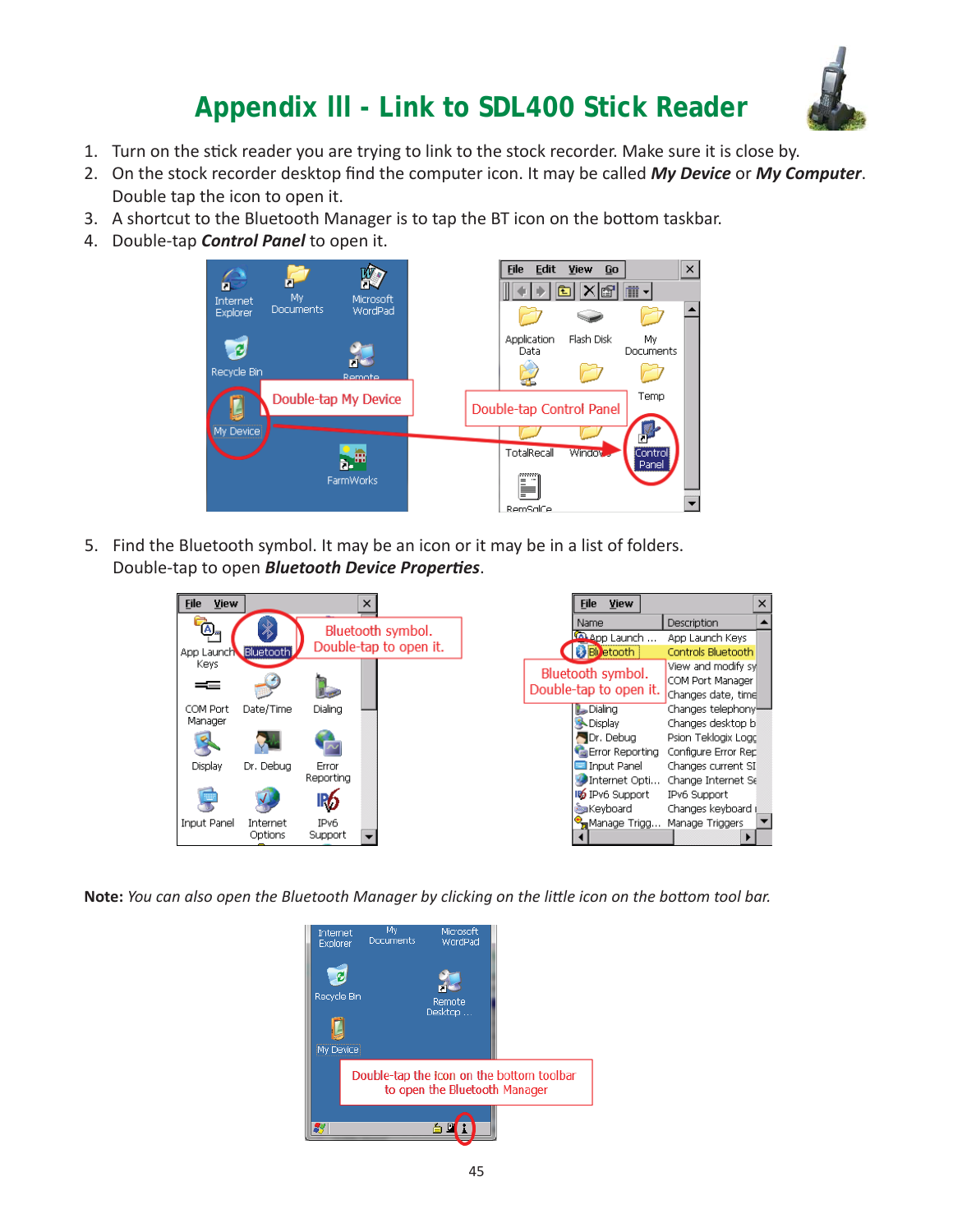# Appendix III - Link to SDL400 Stick Reader

1. Turn on the stick reader you are trying to link to the stock recorder. Make sure it is close by.
2. On the stock recorder desktop find the computer icon. It may be called ***My Device*** or ***My Computer***. Double tap the icon to open it.
3. A shortcut to the Bluetooth Manager is to tap the BT icon on the bottom taskbar.
4. Double-tap ***Control Panel*** to open it.

5. Find the Bluetooth symbol. It may be an icon or it may be in a list of folders. Double-tap to open ***Bluetooth Device Properties***.

**Note:** *You can also open the Bluetooth Manager by clicking on the little icon on the bottom tool bar.*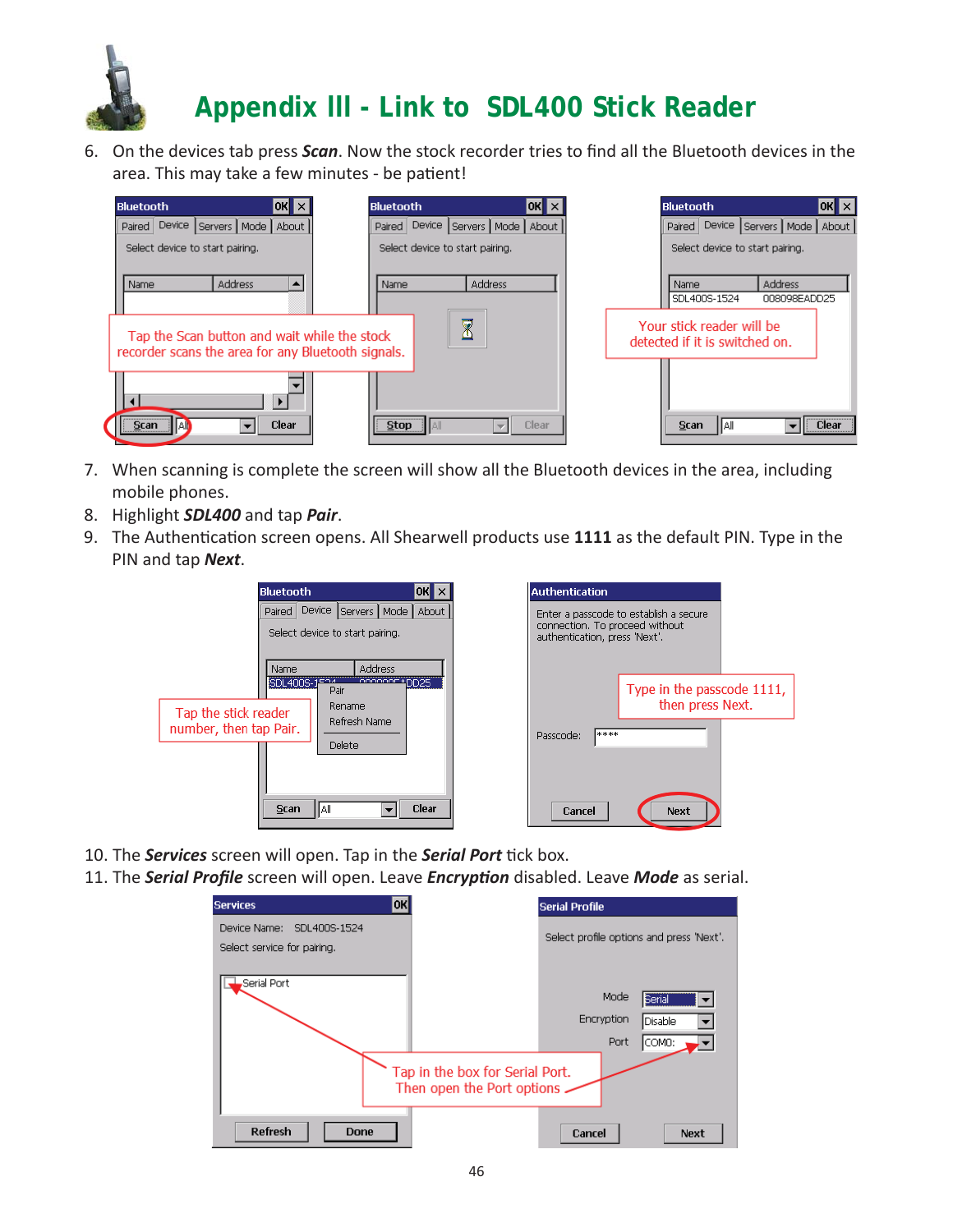# Appendix III - Link to SDL400 Stick Reader

6. On the devices tab press ***Scan***. Now the stock recorder tries to find all the Bluetooth devices in the area. This may take a few minutes - be patient!

Tap the Scan button and wait while the stock recorder scans the area for any Bluetooth signals.

Your stick reader will be detected if it is switched on.

7. When scanning is complete the screen will show all the Bluetooth devices in the area, including mobile phones.
8. Highlight ***SDL400*** and tap ***Pair***.
9. The Authentication screen opens. All Shearwell products use **1111** as the default PIN. Type in the PIN and tap ***Next***.

Tap the stick reader number, then tap Pair.

Type in the passcode 1111, then press Next.

10. The ***Services*** screen will open. Tap in the ***Serial Port*** tick box.
11. The ***Serial Profile*** screen will open. Leave ***Encryption*** disabled. Leave ***Mode*** as serial.

Tap in the box for Serial Port. Then open the Port options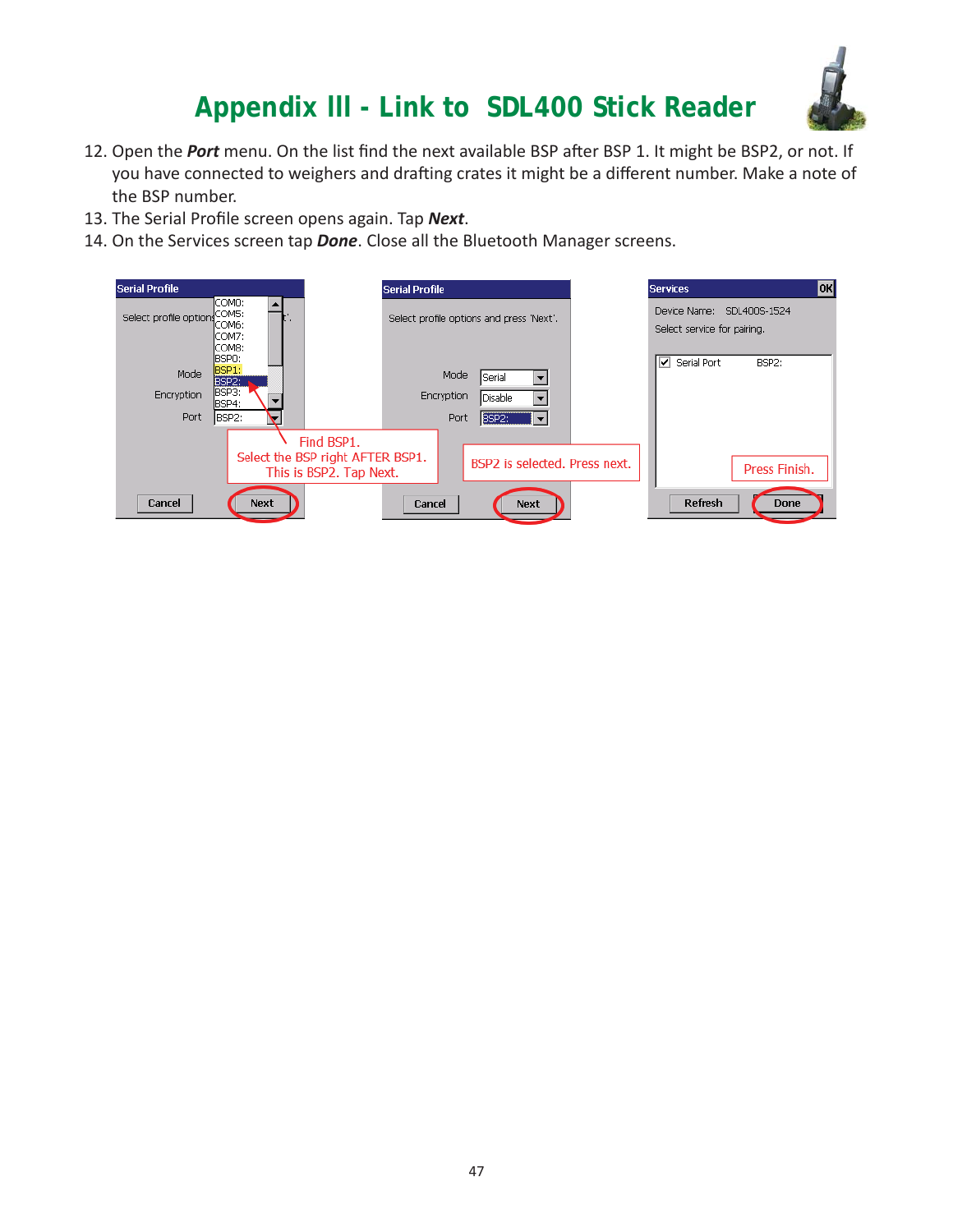# Appendix III - Link to SDL400 Stick Reader

12. Open the ***Port*** menu. On the list find the next available BSP after BSP 1. It might be BSP2, or not. If you have connected to weighers and drafting crates it might be a different number. Make a note of the BSP number.
13. The Serial Profile screen opens again. Tap ***Next***.
14. On the Services screen tap ***Done***. Close all the Bluetooth Manager screens.

Find BSP1.
Select the BSP right AFTER BSP1.
This is BSP2. Tap Next.

BSP2 is selected. Press next.

Press Finish.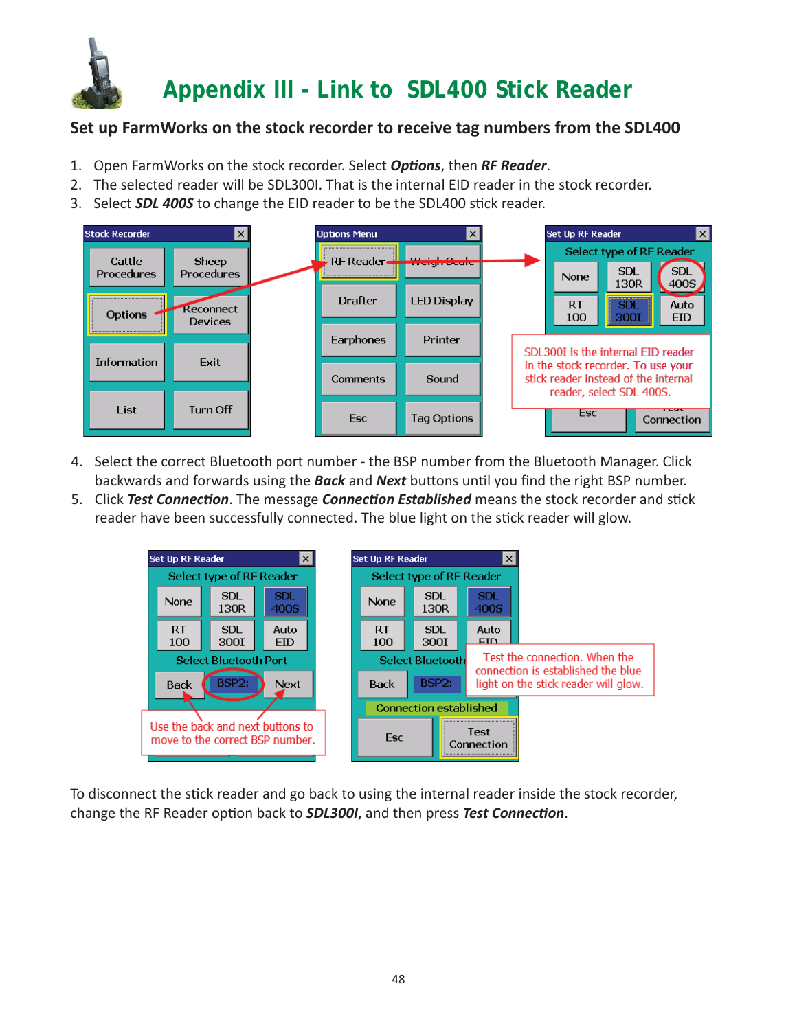# Appendix III - Link to SDL400 Stick Reader

## Set up FarmWorks on the stock recorder to receive tag numbers from the SDL400

1. Open FarmWorks on the stock recorder. Select ***Options***, then ***RF Reader***.
2. The selected reader will be SDL300I. That is the internal EID reader in the stock recorder.
3. Select ***SDL 400S*** to change the EID reader to be the SDL400 stick reader.

Stock Recorder
Cattle Procedures
Sheep Procedures
Options
Reconnect Devices
Information
Exit
List
Turn Off

Options Menu
RF Reader
Weigh Scale
Drafter
LED Display
Earphones
Printer
Comments
Sound
Esc
Tag Options

Set Up RF Reader
Select type of RF Reader
None
SDL 130R
SDL 400S
RT 100
SDL 300I
Auto EID
Esc
Test Connection

SDL300I is the internal EID reader in the stock recorder. To use your stick reader instead of the internal reader, select SDL 400S.

4. Select the correct Bluetooth port number - the BSP number from the Bluetooth Manager. Click backwards and forwards using the ***Back*** and ***Next*** buttons until you find the right BSP number.
5. Click ***Test Connection***. The message ***Connection Established*** means the stock recorder and stick reader have been successfully connected. The blue light on the stick reader will glow.

Set Up RF Reader
Select type of RF Reader
None
SDL 130R
SDL 400S
RT 100
SDL 300I
Auto EID
Select Bluetooth Port
Back
BSP2:
Next

Use the back and next buttons to move to the correct BSP number.

Set Up RF Reader
Select type of RF Reader
None
SDL 130R
SDL 400S
RT 100
SDL 300I
Auto EID
Select Bluetooth
Back
BSP2:
Connection established
Esc
Test Connection

Test the connection. When the connection is established the blue light on the stick reader will glow.

To disconnect the stick reader and go back to using the internal reader inside the stock recorder, change the RF Reader option back to ***SDL300I***, and then press ***Test Connection***.